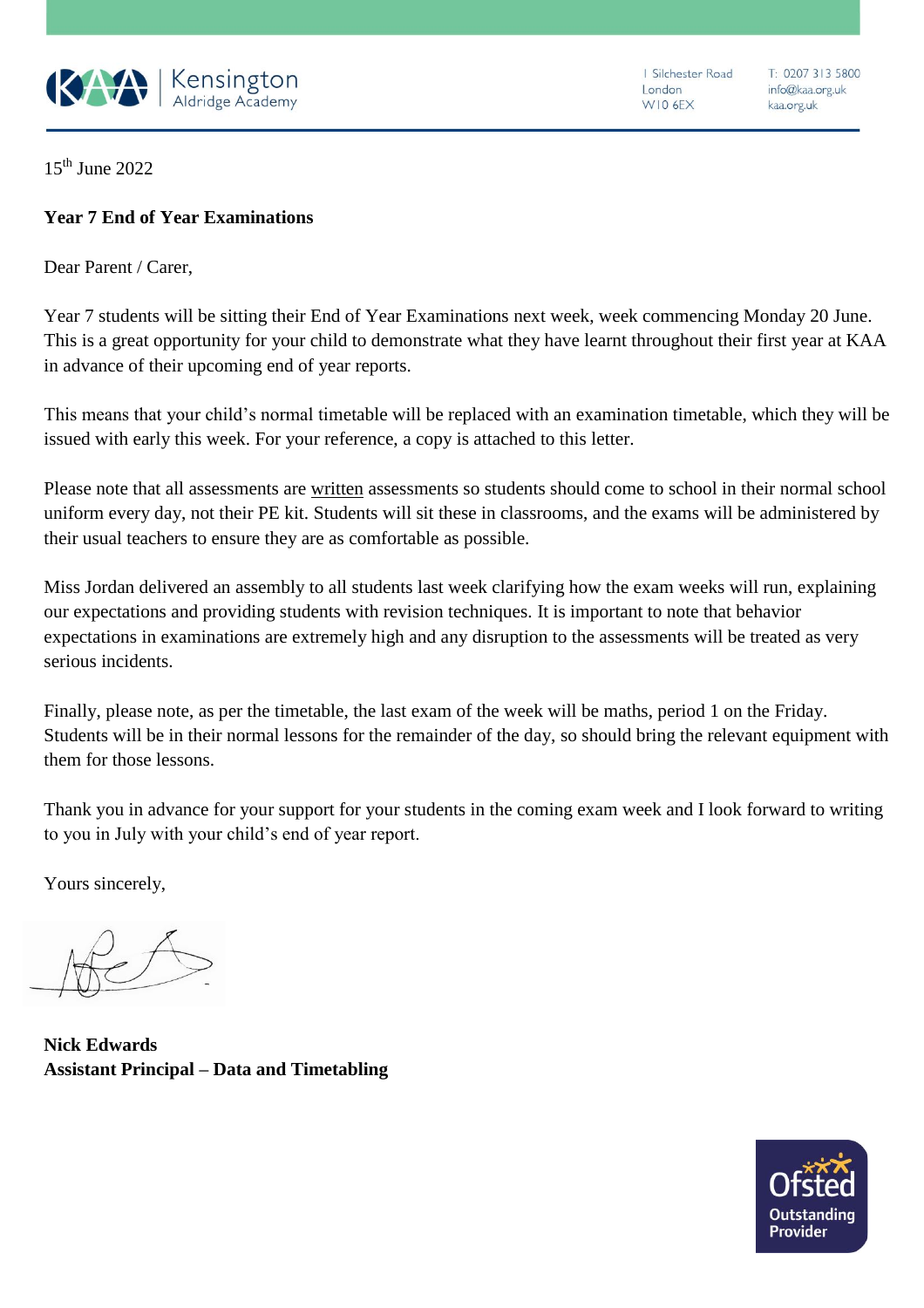Kensington Aldridge Academy

1 Silchester Road
London
W10 6EX

T: 0207 313 5800
info@kaa.org.uk
kaa.org.uk

15th June 2022

**Year 7 End of Year Examinations**

Dear Parent / Carer,

Year 7 students will be sitting their End of Year Examinations next week, week commencing Monday 20 June. This is a great opportunity for your child to demonstrate what they have learnt throughout their first year at KAA in advance of their upcoming end of year reports.

This means that your child's normal timetable will be replaced with an examination timetable, which they will be issued with early this week. For your reference, a copy is attached to this letter.

Please note that all assessments are written assessments so students should come to school in their normal school uniform every day, not their PE kit. Students will sit these in classrooms, and the exams will be administered by their usual teachers to ensure they are as comfortable as possible.

Miss Jordan delivered an assembly to all students last week clarifying how the exam weeks will run, explaining our expectations and providing students with revision techniques. It is important to note that behavior expectations in examinations are extremely high and any disruption to the assessments will be treated as very serious incidents.

Finally, please note, as per the timetable, the last exam of the week will be maths, period 1 on the Friday. Students will be in their normal lessons for the remainder of the day, so should bring the relevant equipment with them for those lessons.

Thank you in advance for your support for your students in the coming exam week and I look forward to writing to you in July with your child's end of year report.

Yours sincerely,

**Nick Edwards**
**Assistant Principal – Data and Timetabling**

Ofsted Outstanding Provider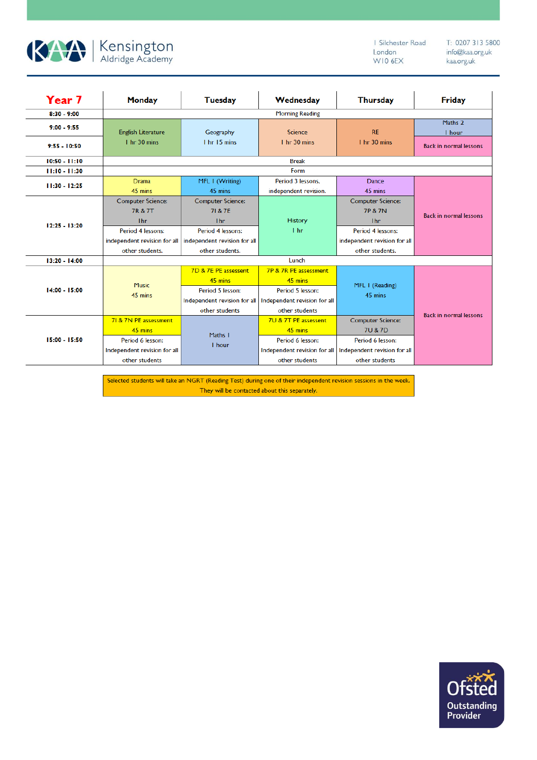Kensington Aldridge Academy

1 Silchester Road
London
W10 6EX

T: 0207 313 5800
info@kaa.org.uk
kaa.org.uk

| Year 7 | Monday | Tuesday | Wednesday | Thursday | Friday |
|---|---|---|---|---|---|
| 8:30 - 9:00 | Morning Reading | | | | |
| 9:00 - 9:55 | English Literature 1 hr 30 mins | Geography 1 hr 15 mins | Science 1 hr 30 mins | RE 1 hr 30 mins | Maths 2 1 hour |
| 9:55 - 10:50 | | | | | Back in normal lessons |
| 10:50 - 11:10 | Break | | | | |
| 11:10 - 11:30 | Form | | | | |
| 11:30 - 12:25 | Drama 45 mins | MFL 1 (Writing) 45 mins | Period 3 lessons, independent revision. | Dance 45 mins | Back in normal lessons |
| 12:25 - 13:20 | Computer Science: 7R & 7T 1hr<br>Period 4 lessons: independent revision for all other students. | Computer Science: 7I & 7E 1hr<br>Period 4 lessons: independent revision for all other students. | History 1 hr | Computer Science: 7P & 7N 1hr<br>Period 4 lessons: independent revision for all other students. | |
| 13:20 - 14:00 | Lunch | | | | |
| 14:00 - 15:00 | Music 45 mins | 7D & 7E PE assessment 45 mins<br>Period 5 lesson: Independent revision for all other students | 7P & 7R PE assessment 45 mins<br>Period 5 lesson: Independent revision for all other students | MFL 1 (Reading) 45 mins | Back in normal lessons |
| 15:00 - 15:50 | 7I & 7N PE assessment 45 mins<br>Period 6 lesson: Independent revision for all other students | Maths 1 1 hour | 7U & 7T PE assessment 45 mins<br>Period 6 lesson: Independent revision for all other students | Computer Science: 7U & 7D<br>Period 6 lesson: Independent revision for all other students | |

Selected students will take an NGRT (Reading Test) during one of their independent revision sessions in the week. They will be contacted about this separately.

Ofsted Outstanding Provider